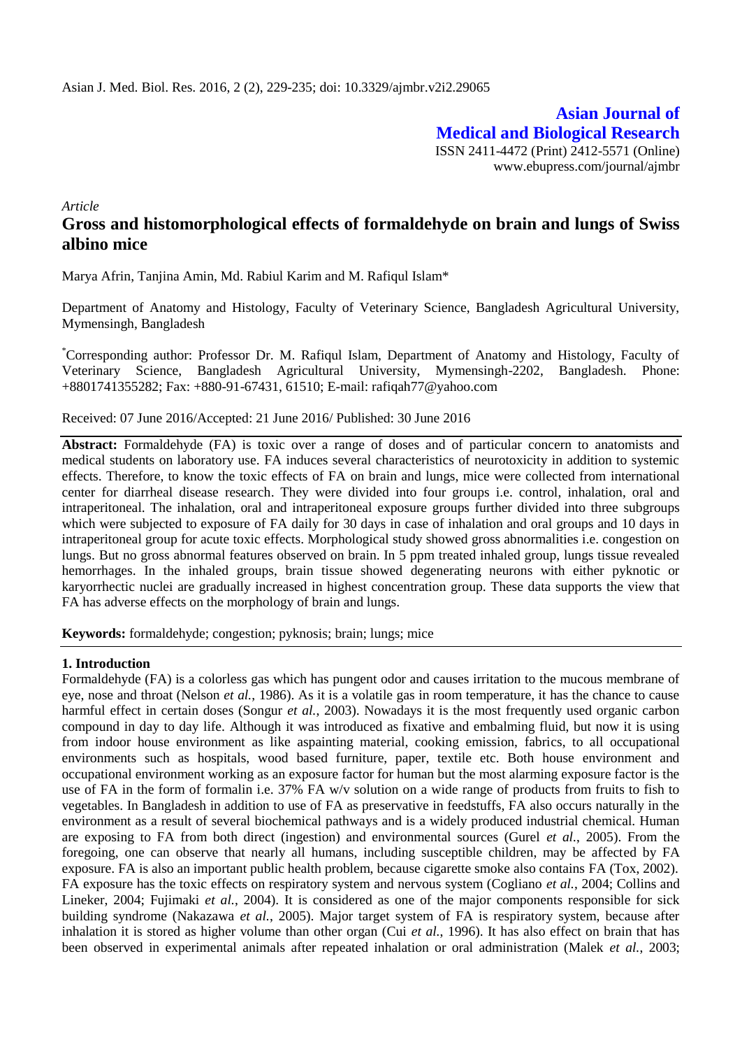*Article*

# Gross and histomorphological effects of formaldehyde on brain and lungs of Swiss albino mice

Marya Afrin, Tanjina Amin, Md. Rabiul Karim and M. Rafiqul Islam*

Department of Anatomy and Histology, Faculty of Veterinary Science, Bangladesh Agricultural University, Mymensingh, Bangladesh

*Corresponding author: Professor Dr. M. Rafiqul Islam, Department of Anatomy and Histology, Faculty of Veterinary Science, Bangladesh Agricultural University, Mymensingh-2202, Bangladesh. Phone: +8801741355282; Fax: +880-91-67431, 61510; E-mail: rafiqah77@yahoo.com

Received: 07 June 2016/Accepted: 21 June 2016/ Published: 30 June 2016

**Abstract:** Formaldehyde (FA) is toxic over a range of doses and of particular concern to anatomists and medical students on laboratory use. FA induces several characteristics of neurotoxicity in addition to systemic effects. Therefore, to know the toxic effects of FA on brain and lungs, mice were collected from international center for diarrheal disease research. They were divided into four groups i.e. control, inhalation, oral and intraperitoneal. The inhalation, oral and intraperitoneal exposure groups further divided into three subgroups which were subjected to exposure of FA daily for 30 days in case of inhalation and oral groups and 10 days in intraperitoneal group for acute toxic effects. Morphological study showed gross abnormalities i.e. congestion on lungs. But no gross abnormal features observed on brain. In 5 ppm treated inhaled group, lungs tissue revealed hemorrhages. In the inhaled groups, brain tissue showed degenerating neurons with either pyknotic or karyorrhectic nuclei are gradually increased in highest concentration group. These data supports the view that FA has adverse effects on the morphology of brain and lungs.

**Keywords:** formaldehyde; congestion; pyknosis; brain; lungs; mice

## 1. Introduction

Formaldehyde (FA) is a colorless gas which has pungent odor and causes irritation to the mucous membrane of eye, nose and throat (Nelson *et al.*, 1986). As it is a volatile gas in room temperature, it has the chance to cause harmful effect in certain doses (Songur *et al.*, 2003). Nowadays it is the most frequently used organic carbon compound in day to day life. Although it was introduced as fixative and embalming fluid, but now it is using from indoor house environment as like aspainting material, cooking emission, fabrics, to all occupational environments such as hospitals, wood based furniture, paper, textile etc. Both house environment and occupational environment working as an exposure factor for human but the most alarming exposure factor is the use of FA in the form of formalin i.e. 37% FA w/v solution on a wide range of products from fruits to fish to vegetables. In Bangladesh in addition to use of FA as preservative in feedstuffs, FA also occurs naturally in the environment as a result of several biochemical pathways and is a widely produced industrial chemical. Human are exposing to FA from both direct (ingestion) and environmental sources (Gurel *et al.*, 2005). From the foregoing, one can observe that nearly all humans, including susceptible children, may be affected by FA exposure. FA is also an important public health problem, because cigarette smoke also contains FA (Tox, 2002). FA exposure has the toxic effects on respiratory system and nervous system (Cogliano *et al.*, 2004; Collins and Lineker, 2004; Fujimaki *et al.*, 2004). It is considered as one of the major components responsible for sick building syndrome (Nakazawa *et al.*, 2005). Major target system of FA is respiratory system, because after inhalation it is stored as higher volume than other organ (Cui *et al.*, 1996). It has also effect on brain that has been observed in experimental animals after repeated inhalation or oral administration (Malek *et al.*, 2003;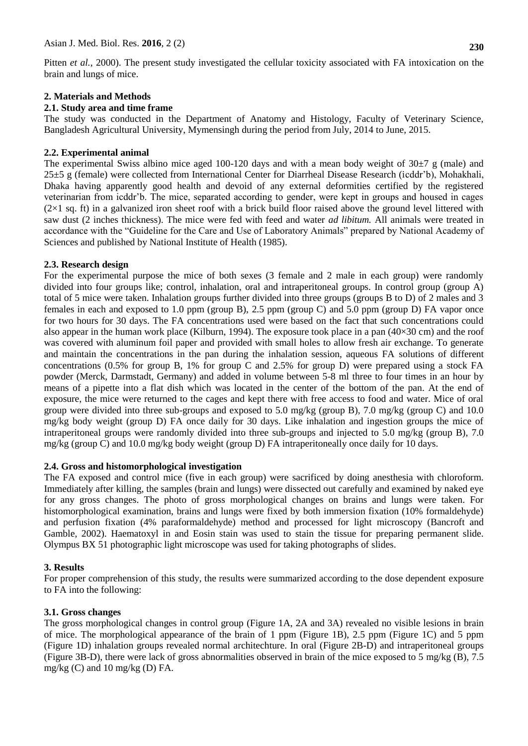Pitten *et al.*, 2000). The present study investigated the cellular toxicity associated with FA intoxication on the brain and lungs of mice.

## 2. Materials and Methods

### 2.1. Study area and time frame

The study was conducted in the Department of Anatomy and Histology, Faculty of Veterinary Science, Bangladesh Agricultural University, Mymensingh during the period from July, 2014 to June, 2015.

### 2.2. Experimental animal

The experimental Swiss albino mice aged 100-120 days and with a mean body weight of 30±7 g (male) and 25±5 g (female) were collected from International Center for Diarrheal Disease Research (icddr'b), Mohakhali, Dhaka having apparently good health and devoid of any external deformities certified by the registered veterinarian from icddr'b. The mice, separated according to gender, were kept in groups and housed in cages (2×1 sq. ft) in a galvanized iron sheet roof with a brick build floor raised above the ground level littered with saw dust (2 inches thickness). The mice were fed with feed and water *ad libitum.* All animals were treated in accordance with the "Guideline for the Care and Use of Laboratory Animals" prepared by National Academy of Sciences and published by National Institute of Health (1985).

### 2.3. Research design

For the experimental purpose the mice of both sexes (3 female and 2 male in each group) were randomly divided into four groups like; control, inhalation, oral and intraperitoneal groups. In control group (group A) total of 5 mice were taken. Inhalation groups further divided into three groups (groups B to D) of 2 males and 3 females in each and exposed to 1.0 ppm (group B), 2.5 ppm (group C) and 5.0 ppm (group D) FA vapor once for two hours for 30 days. The FA concentrations used were based on the fact that such concentrations could also appear in the human work place (Kilburn, 1994). The exposure took place in a pan (40×30 cm) and the roof was covered with aluminum foil paper and provided with small holes to allow fresh air exchange. To generate and maintain the concentrations in the pan during the inhalation session, aqueous FA solutions of different concentrations (0.5% for group B, 1% for group C and 2.5% for group D) were prepared using a stock FA powder (Merck, Darmstadt, Germany) and added in volume between 5-8 ml three to four times in an hour by means of a pipette into a flat dish which was located in the center of the bottom of the pan. At the end of exposure, the mice were returned to the cages and kept there with free access to food and water. Mice of oral group were divided into three sub-groups and exposed to 5.0 mg/kg (group B), 7.0 mg/kg (group C) and 10.0 mg/kg body weight (group D) FA once daily for 30 days. Like inhalation and ingestion groups the mice of intraperitoneal groups were randomly divided into three sub-groups and injected to 5.0 mg/kg (group B), 7.0 mg/kg (group C) and 10.0 mg/kg body weight (group D) FA intraperitoneally once daily for 10 days.

### 2.4. Gross and histomorphological investigation

The FA exposed and control mice (five in each group) were sacrificed by doing anesthesia with chloroform. Immediately after killing, the samples (brain and lungs) were dissected out carefully and examined by naked eye for any gross changes. The photo of gross morphological changes on brains and lungs were taken. For histomorphological examination, brains and lungs were fixed by both immersion fixation (10% formaldehyde) and perfusion fixation (4% paraformaldehyde) method and processed for light microscopy (Bancroft and Gamble, 2002). Haematoxyl in and Eosin stain was used to stain the tissue for preparing permanent slide. Olympus BX 51 photographic light microscope was used for taking photographs of slides.

## 3. Results

For proper comprehension of this study, the results were summarized according to the dose dependent exposure to FA into the following:

### 3.1. Gross changes

The gross morphological changes in control group (Figure 1A, 2A and 3A) revealed no visible lesions in brain of mice. The morphological appearance of the brain of 1 ppm (Figure 1B), 2.5 ppm (Figure 1C) and 5 ppm (Figure 1D) inhalation groups revealed normal architechture. In oral (Figure 2B-D) and intraperitoneal groups (Figure 3B-D), there were lack of gross abnormalities observed in brain of the mice exposed to 5 mg/kg (B), 7.5 mg/kg (C) and 10 mg/kg (D) FA.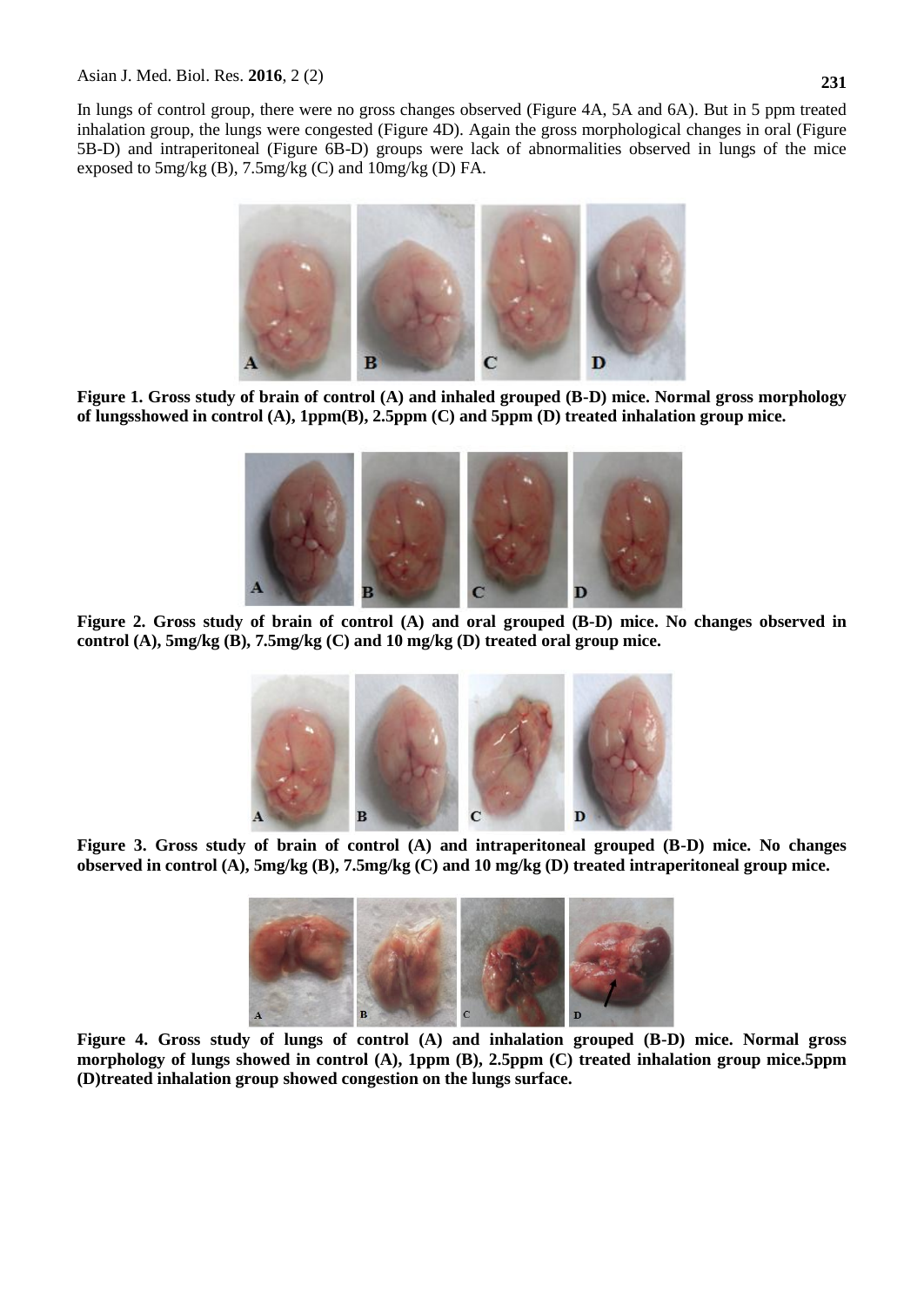In lungs of control group, there were no gross changes observed (Figure 4A, 5A and 6A). But in 5 ppm treated inhalation group, the lungs were congested (Figure 4D). Again the gross morphological changes in oral (Figure 5B-D) and intraperitoneal (Figure 6B-D) groups were lack of abnormalities observed in lungs of the mice exposed to 5mg/kg (B), 7.5mg/kg (C) and 10mg/kg (D) FA.

**Figure 1. Gross study of brain of control (A) and inhaled grouped (B-D) mice. Normal gross morphology of lungsshowed in control (A), 1ppm(B), 2.5ppm (C) and 5ppm (D) treated inhalation group mice.**

**Figure 2. Gross study of brain of control (A) and oral grouped (B-D) mice. No changes observed in control (A), 5mg/kg (B), 7.5mg/kg (C) and 10 mg/kg (D) treated oral group mice.**

**Figure 3. Gross study of brain of control (A) and intraperitoneal grouped (B-D) mice. No changes observed in control (A), 5mg/kg (B), 7.5mg/kg (C) and 10 mg/kg (D) treated intraperitoneal group mice.**

**Figure 4. Gross study of lungs of control (A) and inhalation grouped (B-D) mice. Normal gross morphology of lungs showed in control (A), 1ppm (B), 2.5ppm (C) treated inhalation group mice.5ppm (D)treated inhalation group showed congestion on the lungs surface.**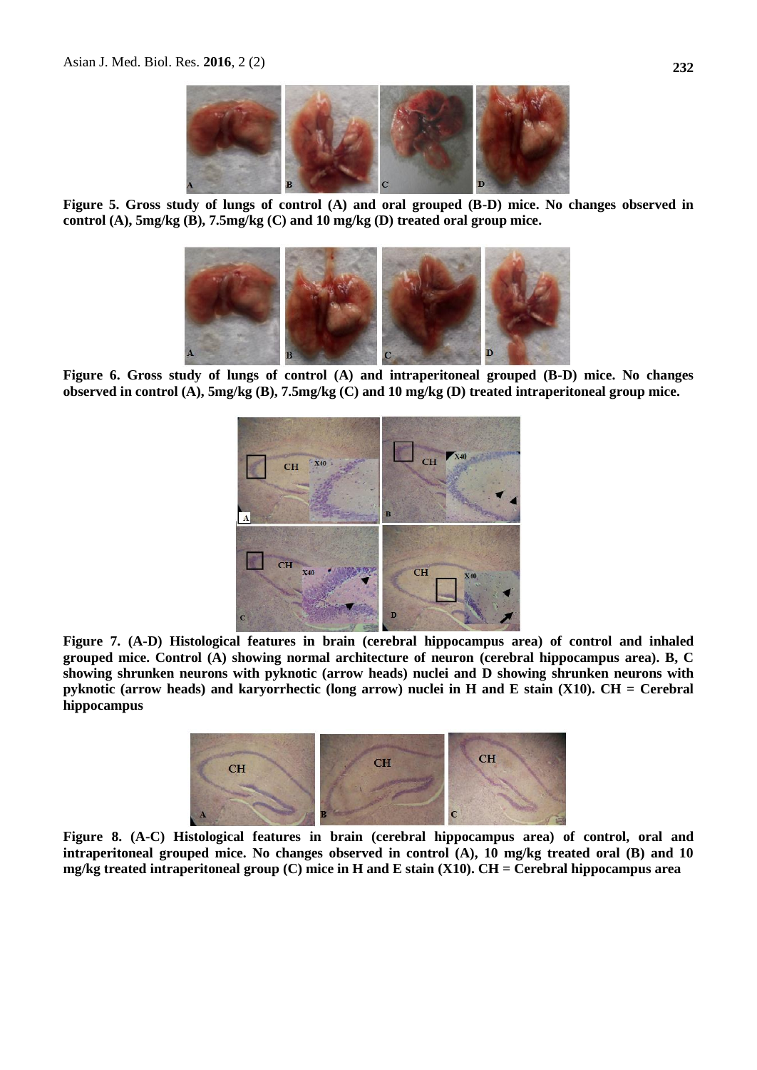**Figure 5. Gross study of lungs of control (A) and oral grouped (B-D) mice. No changes observed in control (A), 5mg/kg (B), 7.5mg/kg (C) and 10 mg/kg (D) treated oral group mice.**

**Figure 6. Gross study of lungs of control (A) and intraperitoneal grouped (B-D) mice. No changes observed in control (A), 5mg/kg (B), 7.5mg/kg (C) and 10 mg/kg (D) treated intraperitoneal group mice.**

**Figure 7. (A-D) Histological features in brain (cerebral hippocampus area) of control and inhaled grouped mice. Control (A) showing normal architecture of neuron (cerebral hippocampus area). B, C showing shrunken neurons with pyknotic (arrow heads) nuclei and D showing shrunken neurons with pyknotic (arrow heads) and karyorrhectic (long arrow) nuclei in H and E stain (X10). CH = Cerebral hippocampus**

**Figure 8. (A-C) Histological features in brain (cerebral hippocampus area) of control, oral and intraperitoneal grouped mice. No changes observed in control (A), 10 mg/kg treated oral (B) and 10 mg/kg treated intraperitoneal group (C) mice in H and E stain (X10). CH = Cerebral hippocampus area**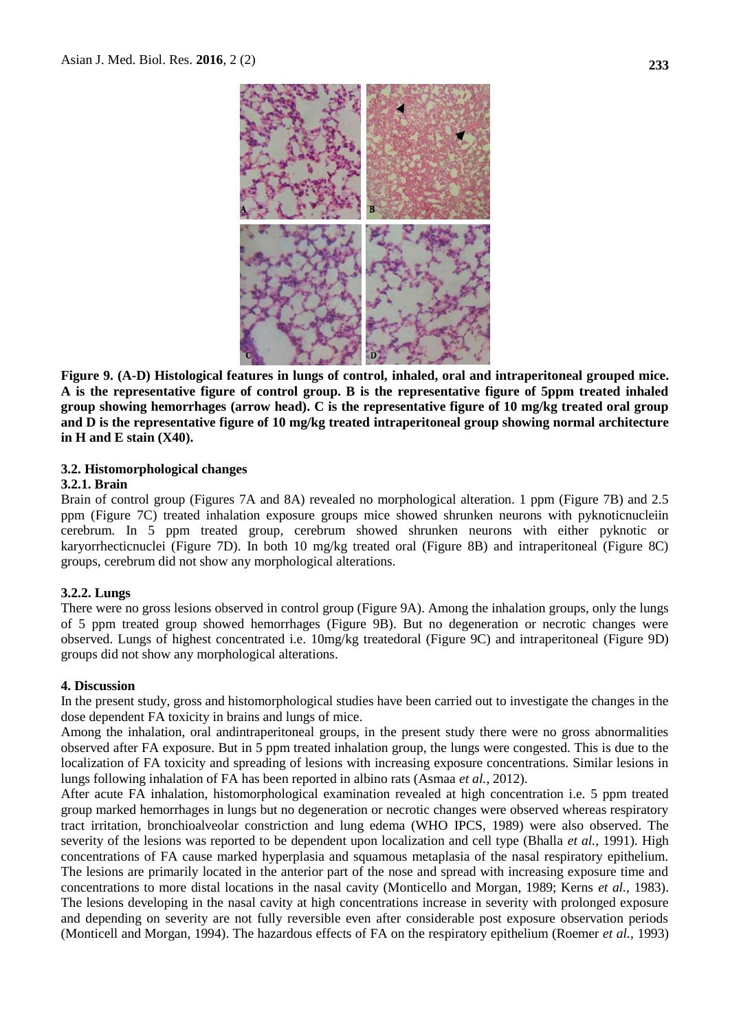**Figure 9. (A-D) Histological features in lungs of control, inhaled, oral and intraperitoneal grouped mice. A is the representative figure of control group. B is the representative figure of 5ppm treated inhaled group showing hemorrhages (arrow head). C is the representative figure of 10 mg/kg treated oral group and D is the representative figure of 10 mg/kg treated intraperitoneal group showing normal architecture in H and E stain (X40).**

### 3.2. Histomorphological changes

#### 3.2.1. Brain

Brain of control group (Figures 7A and 8A) revealed no morphological alteration. 1 ppm (Figure 7B) and 2.5 ppm (Figure 7C) treated inhalation exposure groups mice showed shrunken neurons with pyknoticnucleiin cerebrum. In 5 ppm treated group, cerebrum showed shrunken neurons with either pyknotic or karyorrhecticnuclei (Figure 7D). In both 10 mg/kg treated oral (Figure 8B) and intraperitoneal (Figure 8C) groups, cerebrum did not show any morphological alterations.

#### 3.2.2. Lungs

There were no gross lesions observed in control group (Figure 9A). Among the inhalation groups, only the lungs of 5 ppm treated group showed hemorrhages (Figure 9B). But no degeneration or necrotic changes were observed. Lungs of highest concentrated i.e. 10mg/kg treatedoral (Figure 9C) and intraperitoneal (Figure 9D) groups did not show any morphological alterations.

## 4. Discussion

In the present study, gross and histomorphological studies have been carried out to investigate the changes in the dose dependent FA toxicity in brains and lungs of mice.

Among the inhalation, oral andintraperitoneal groups, in the present study there were no gross abnormalities observed after FA exposure. But in 5 ppm treated inhalation group, the lungs were congested. This is due to the localization of FA toxicity and spreading of lesions with increasing exposure concentrations. Similar lesions in lungs following inhalation of FA has been reported in albino rats (Asmaa *et al.*, 2012).

After acute FA inhalation, histomorphological examination revealed at high concentration i.e. 5 ppm treated group marked hemorrhages in lungs but no degeneration or necrotic changes were observed whereas respiratory tract irritation, bronchioalveolar constriction and lung edema (WHO IPCS, 1989) were also observed. The severity of the lesions was reported to be dependent upon localization and cell type (Bhalla *et al.,* 1991). High concentrations of FA cause marked hyperplasia and squamous metaplasia of the nasal respiratory epithelium. The lesions are primarily located in the anterior part of the nose and spread with increasing exposure time and concentrations to more distal locations in the nasal cavity (Monticello and Morgan, 1989; Kerns *et al.,* 1983). The lesions developing in the nasal cavity at high concentrations increase in severity with prolonged exposure and depending on severity are not fully reversible even after considerable post exposure observation periods (Monticell and Morgan, 1994). The hazardous effects of FA on the respiratory epithelium (Roemer *et al.,* 1993)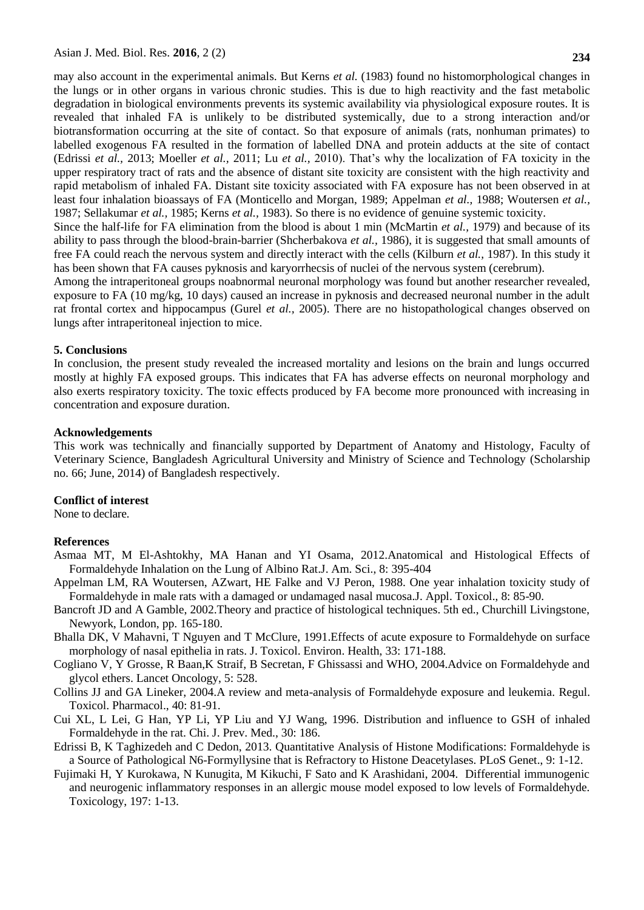may also account in the experimental animals. But Kerns *et al.* (1983) found no histomorphological changes in the lungs or in other organs in various chronic studies. This is due to high reactivity and the fast metabolic degradation in biological environments prevents its systemic availability via physiological exposure routes. It is revealed that inhaled FA is unlikely to be distributed systemically, due to a strong interaction and/or biotransformation occurring at the site of contact. So that exposure of animals (rats, nonhuman primates) to labelled exogenous FA resulted in the formation of labelled DNA and protein adducts at the site of contact (Edrissi *et al.*, 2013; Moeller *et al.*, 2011; Lu *et al.*, 2010). That's why the localization of FA toxicity in the upper respiratory tract of rats and the absence of distant site toxicity are consistent with the high reactivity and rapid metabolism of inhaled FA. Distant site toxicity associated with FA exposure has not been observed in at least four inhalation bioassays of FA (Monticello and Morgan, 1989; Appelman *et al.*, 1988; Woutersen *et al.*, 1987; Sellakumar *et al.*, 1985; Kerns *et al.*, 1983). So there is no evidence of genuine systemic toxicity.

Since the half-life for FA elimination from the blood is about 1 min (McMartin *et al.*, 1979) and because of its ability to pass through the blood-brain-barrier (Shcherbakova *et al.*, 1986), it is suggested that small amounts of free FA could reach the nervous system and directly interact with the cells (Kilburn *et al.*, 1987). In this study it has been shown that FA causes pyknosis and karyorrhecsis of nuclei of the nervous system (cerebrum).

Among the intraperitoneal groups noabnormal neuronal morphology was found but another researcher revealed, exposure to FA (10 mg/kg, 10 days) caused an increase in pyknosis and decreased neuronal number in the adult rat frontal cortex and hippocampus (Gurel *et al.*, 2005). There are no histopathological changes observed on lungs after intraperitoneal injection to mice.

## 5. Conclusions

In conclusion, the present study revealed the increased mortality and lesions on the brain and lungs occurred mostly at highly FA exposed groups. This indicates that FA has adverse effects on neuronal morphology and also exerts respiratory toxicity. The toxic effects produced by FA become more pronounced with increasing in concentration and exposure duration.

## Acknowledgements

This work was technically and financially supported by Department of Anatomy and Histology, Faculty of Veterinary Science, Bangladesh Agricultural University and Ministry of Science and Technology (Scholarship no. 66; June, 2014) of Bangladesh respectively.

## Conflict of interest

None to declare.

## References

Asmaa MT, M El-Ashtokhy, MA Hanan and YI Osama, 2012.Anatomical and Histological Effects of Formaldehyde Inhalation on the Lung of Albino Rat.J. Am. Sci., 8: 395-404

Appelman LM, RA Woutersen, AZwart, HE Falke and VJ Peron, 1988. One year inhalation toxicity study of Formaldehyde in male rats with a damaged or undamaged nasal mucosa.J. Appl. Toxicol., 8: 85-90.

Bancroft JD and A Gamble, 2002.Theory and practice of histological techniques. 5th ed., Churchill Livingstone, Newyork, London, pp. 165-180.

Bhalla DK, V Mahavni, T Nguyen and T McClure, 1991.Effects of acute exposure to Formaldehyde on surface morphology of nasal epithelia in rats. J. Toxicol. Environ. Health, 33: 171-188.

Cogliano V, Y Grosse, R Baan,K Straif, B Secretan, F Ghissassi and WHO, 2004.Advice on Formaldehyde and glycol ethers. Lancet Oncology, 5: 528.

Collins JJ and GA Lineker, 2004.A review and meta-analysis of Formaldehyde exposure and leukemia. Regul. Toxicol. Pharmacol., 40: 81-91.

Cui XL, L Lei, G Han, YP Li, YP Liu and YJ Wang, 1996. Distribution and influence to GSH of inhaled Formaldehyde in the rat. Chi. J. Prev. Med., 30: 186.

Edrissi B, K Taghizedeh and C Dedon, 2013. Quantitative Analysis of Histone Modifications: Formaldehyde is a Source of Pathological N6-Formyllysine that is Refractory to Histone Deacetylases. PLoS Genet., 9: 1-12.

Fujimaki H, Y Kurokawa, N Kunugita, M Kikuchi, F Sato and K Arashidani, 2004. Differential immunogenic and neurogenic inflammatory responses in an allergic mouse model exposed to low levels of Formaldehyde. Toxicology, 197: 1-13.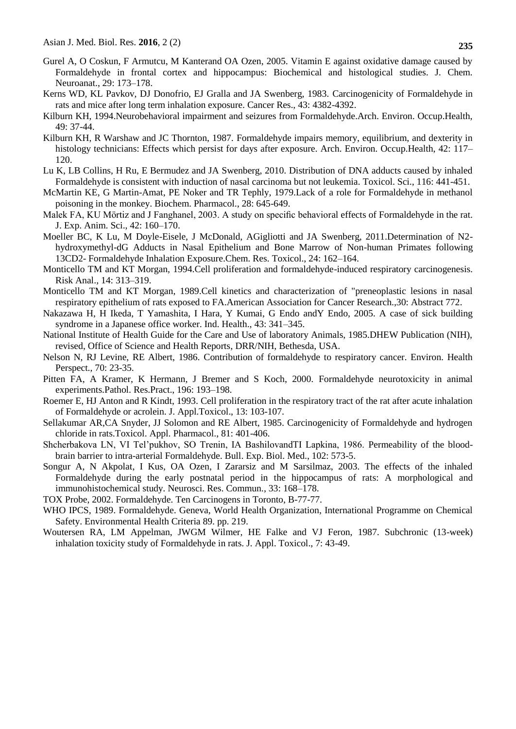Gurel A, O Coskun, F Armutcu, M Kanterand OA Ozen, 2005. Vitamin E against oxidative damage caused by Formaldehyde in frontal cortex and hippocampus: Biochemical and histological studies. J. Chem. Neuroanat., 29: 173–178.

Kerns WD, KL Pavkov, DJ Donofrio, EJ Gralla and JA Swenberg, 1983. Carcinogenicity of Formaldehyde in rats and mice after long term inhalation exposure. Cancer Res., 43: 4382-4392.

Kilburn KH, 1994.Neurobehavioral impairment and seizures from Formaldehyde.Arch. Environ. Occup.Health, 49: 37-44.

Kilburn KH, R Warshaw and JC Thornton, 1987. Formaldehyde impairs memory, equilibrium, and dexterity in histology technicians: Effects which persist for days after exposure. Arch. Environ. Occup.Health, 42: 117–120.

Lu K, LB Collins, H Ru, E Bermudez and JA Swenberg, 2010. Distribution of DNA adducts caused by inhaled Formaldehyde is consistent with induction of nasal carcinoma but not leukemia. Toxicol. Sci., 116: 441-451.

McMartin KE, G Martin-Amat, PE Noker and TR Tephly, 1979.Lack of a role for Formaldehyde in methanol poisoning in the monkey. Biochem. Pharmacol., 28: 645-649.

Malek FA, KU Mörtiz and J Fanghanel, 2003. A study on specific behavioral effects of Formaldehyde in the rat. J. Exp. Anim. Sci., 42: 160–170.

Moeller BC, K Lu, M Doyle-Eisele, J McDonald, AGigliotti and JA Swenberg, 2011.Determination of N2-hydroxymethyl-dG Adducts in Nasal Epithelium and Bone Marrow of Non-human Primates following 13CD2- Formaldehyde Inhalation Exposure.Chem. Res. Toxicol., 24: 162–164.

Monticello TM and KT Morgan, 1994.Cell proliferation and formaldehyde-induced respiratory carcinogenesis. Risk Anal., 14: 313–319.

Monticello TM and KT Morgan, 1989.Cell kinetics and characterization of "preneoplastic lesions in nasal respiratory epithelium of rats exposed to FA.American Association for Cancer Research.,30: Abstract 772.

Nakazawa H, H Ikeda, T Yamashita, I Hara, Y Kumai, G Endo andY Endo, 2005. A case of sick building syndrome in a Japanese office worker. Ind. Health., 43: 341–345.

National Institute of Health Guide for the Care and Use of laboratory Animals, 1985.DHEW Publication (NIH), revised, Office of Science and Health Reports, DRR/NIH, Bethesda, USA.

Nelson N, RJ Levine, RE Albert, 1986. Contribution of formaldehyde to respiratory cancer. Environ. Health Perspect., 70: 23-35.

Pitten FA, A Kramer, K Hermann, J Bremer and S Koch, 2000. Formaldehyde neurotoxicity in animal experiments.Pathol. Res.Pract., 196: 193–198.

Roemer E, HJ Anton and R Kindt, 1993. Cell proliferation in the respiratory tract of the rat after acute inhalation of Formaldehyde or acrolein. J. Appl.Toxicol., 13: 103-107.

Sellakumar AR,CA Snyder, JJ Solomon and RE Albert, 1985. Carcinogenicity of Formaldehyde and hydrogen chloride in rats.Toxicol. Appl. Pharmacol., 81: 401-406.

Shcherbakova LN, VI Tel'pukhov, SO Trenin, IA BashilovandTI Lapkina, 1986. Permeability of the blood-brain barrier to intra-arterial Formaldehyde. Bull. Exp. Biol. Med., 102: 573-5.

Songur A, N Akpolat, I Kus, OA Ozen, I Zararsiz and M Sarsilmaz, 2003. The effects of the inhaled Formaldehyde during the early postnatal period in the hippocampus of rats: A morphological and immunohistochemical study. Neurosci. Res. Commun., 33: 168–178.

TOX Probe, 2002. Formaldehyde. Ten Carcinogens in Toronto, B-77-77.

WHO IPCS, 1989. Formaldehyde. Geneva, World Health Organization, International Programme on Chemical Safety. Environmental Health Criteria 89. pp. 219.

Woutersen RA, LM Appelman, JWGM Wilmer, HE Falke and VJ Feron, 1987. Subchronic (13-week) inhalation toxicity study of Formaldehyde in rats. J. Appl. Toxicol., 7: 43-49.